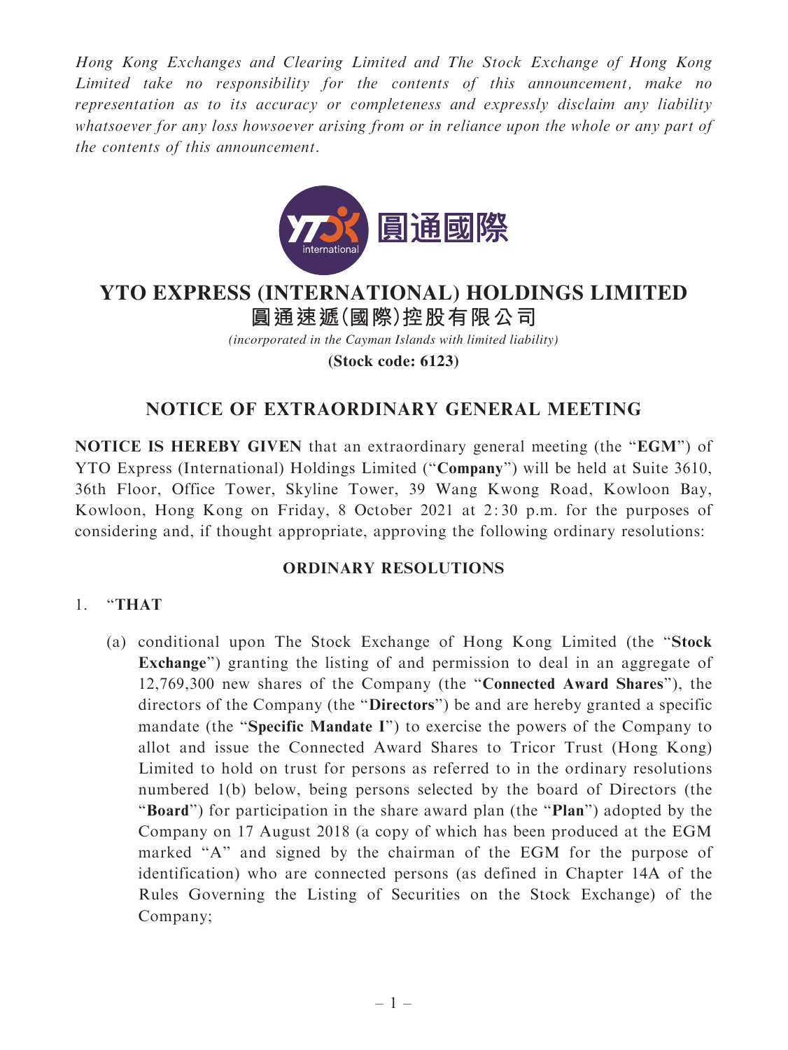*Hong Kong Exchanges and Clearing Limited and The Stock Exchange of Hong Kong Limited take no responsibility for the contents of this announcement, make no representation as to its accuracy or completeness and expressly disclaim any liability whatsoever for any loss howsoever arising from or in reliance upon the whole or any part of the contents of this announcement.*

# YTO EXPRESS (INTERNATIONAL) HOLDINGS LIMITED
# 圓通速遞(國際)控股有限公司

*(incorporated in the Cayman Islands with limited liability)*

**(Stock code: 6123)**

## NOTICE OF EXTRAORDINARY GENERAL MEETING

**NOTICE IS HEREBY GIVEN** that an extraordinary general meeting (the "**EGM**") of YTO Express (International) Holdings Limited ("**Company**") will be held at Suite 3610, 36th Floor, Office Tower, Skyline Tower, 39 Wang Kwong Road, Kowloon Bay, Kowloon, Hong Kong on Friday, 8 October 2021 at 2:30 p.m. for the purposes of considering and, if thought appropriate, approving the following ordinary resolutions:

### ORDINARY RESOLUTIONS

1. "**THAT**

   (a) conditional upon The Stock Exchange of Hong Kong Limited (the "**Stock Exchange**") granting the listing of and permission to deal in an aggregate of 12,769,300 new shares of the Company (the "**Connected Award Shares**"), the directors of the Company (the "**Directors**") be and are hereby granted a specific mandate (the "**Specific Mandate I**") to exercise the powers of the Company to allot and issue the Connected Award Shares to Tricor Trust (Hong Kong) Limited to hold on trust for persons as referred to in the ordinary resolutions numbered 1(b) below, being persons selected by the board of Directors (the "**Board**") for participation in the share award plan (the "**Plan**") adopted by the Company on 17 August 2018 (a copy of which has been produced at the EGM marked "A" and signed by the chairman of the EGM for the purpose of identification) who are connected persons (as defined in Chapter 14A of the Rules Governing the Listing of Securities on the Stock Exchange) of the Company;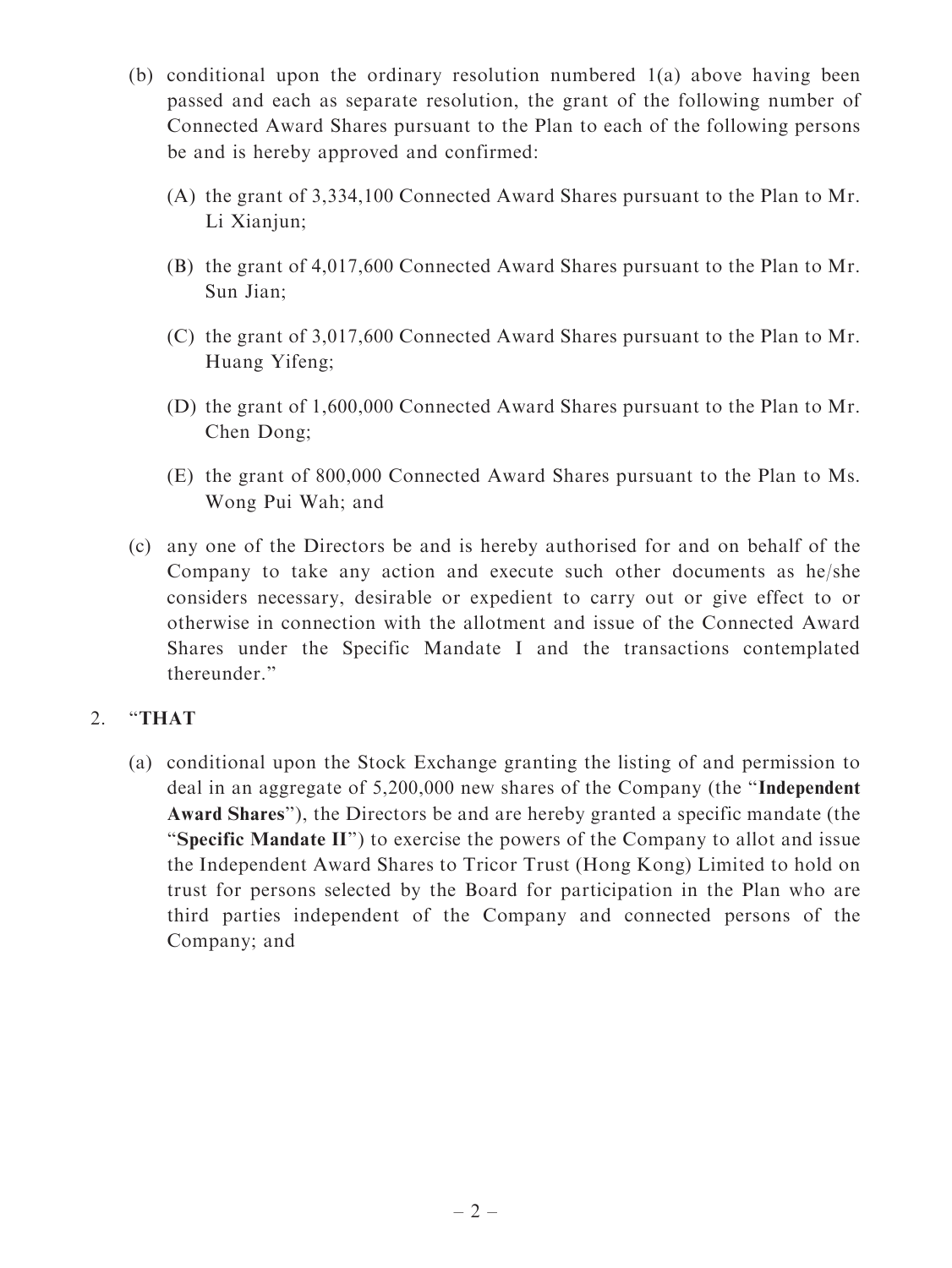(b) conditional upon the ordinary resolution numbered 1(a) above having been passed and each as separate resolution, the grant of the following number of Connected Award Shares pursuant to the Plan to each of the following persons be and is hereby approved and confirmed:

(A) the grant of 3,334,100 Connected Award Shares pursuant to the Plan to Mr. Li Xianjun;

(B) the grant of 4,017,600 Connected Award Shares pursuant to the Plan to Mr. Sun Jian;

(C) the grant of 3,017,600 Connected Award Shares pursuant to the Plan to Mr. Huang Yifeng;

(D) the grant of 1,600,000 Connected Award Shares pursuant to the Plan to Mr. Chen Dong;

(E) the grant of 800,000 Connected Award Shares pursuant to the Plan to Ms. Wong Pui Wah; and

(c) any one of the Directors be and is hereby authorised for and on behalf of the Company to take any action and execute such other documents as he/she considers necessary, desirable or expedient to carry out or give effect to or otherwise in connection with the allotment and issue of the Connected Award Shares under the Specific Mandate I and the transactions contemplated thereunder."

2. "**THAT**

(a) conditional upon the Stock Exchange granting the listing of and permission to deal in an aggregate of 5,200,000 new shares of the Company (the "**Independent Award Shares**"), the Directors be and are hereby granted a specific mandate (the "**Specific Mandate II**") to exercise the powers of the Company to allot and issue the Independent Award Shares to Tricor Trust (Hong Kong) Limited to hold on trust for persons selected by the Board for participation in the Plan who are third parties independent of the Company and connected persons of the Company; and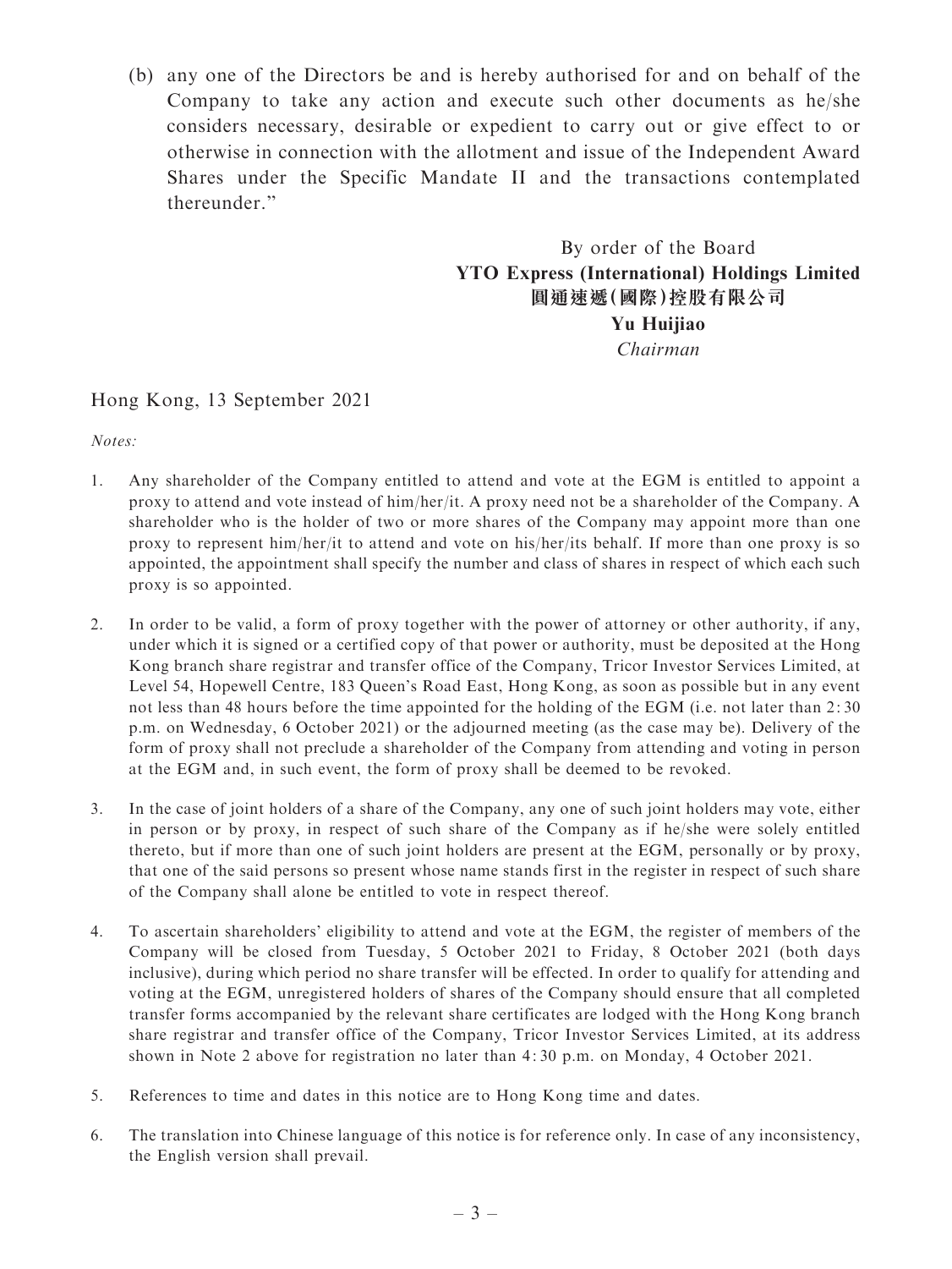(b) any one of the Directors be and is hereby authorised for and on behalf of the Company to take any action and execute such other documents as he/she considers necessary, desirable or expedient to carry out or give effect to or otherwise in connection with the allotment and issue of the Independent Award Shares under the Specific Mandate II and the transactions contemplated thereunder."

By order of the Board
**YTO Express (International) Holdings Limited**
**圓通速遞(國際)控股有限公司**
**Yu Huijiao**
*Chairman*

Hong Kong, 13 September 2021

*Notes:*

1. Any shareholder of the Company entitled to attend and vote at the EGM is entitled to appoint a proxy to attend and vote instead of him/her/it. A proxy need not be a shareholder of the Company. A shareholder who is the holder of two or more shares of the Company may appoint more than one proxy to represent him/her/it to attend and vote on his/her/its behalf. If more than one proxy is so appointed, the appointment shall specify the number and class of shares in respect of which each such proxy is so appointed.

2. In order to be valid, a form of proxy together with the power of attorney or other authority, if any, under which it is signed or a certified copy of that power or authority, must be deposited at the Hong Kong branch share registrar and transfer office of the Company, Tricor Investor Services Limited, at Level 54, Hopewell Centre, 183 Queen's Road East, Hong Kong, as soon as possible but in any event not less than 48 hours before the time appointed for the holding of the EGM (i.e. not later than 2:30 p.m. on Wednesday, 6 October 2021) or the adjourned meeting (as the case may be). Delivery of the form of proxy shall not preclude a shareholder of the Company from attending and voting in person at the EGM and, in such event, the form of proxy shall be deemed to be revoked.

3. In the case of joint holders of a share of the Company, any one of such joint holders may vote, either in person or by proxy, in respect of such share of the Company as if he/she were solely entitled thereto, but if more than one of such joint holders are present at the EGM, personally or by proxy, that one of the said persons so present whose name stands first in the register in respect of such share of the Company shall alone be entitled to vote in respect thereof.

4. To ascertain shareholders' eligibility to attend and vote at the EGM, the register of members of the Company will be closed from Tuesday, 5 October 2021 to Friday, 8 October 2021 (both days inclusive), during which period no share transfer will be effected. In order to qualify for attending and voting at the EGM, unregistered holders of shares of the Company should ensure that all completed transfer forms accompanied by the relevant share certificates are lodged with the Hong Kong branch share registrar and transfer office of the Company, Tricor Investor Services Limited, at its address shown in Note 2 above for registration no later than 4:30 p.m. on Monday, 4 October 2021.

5. References to time and dates in this notice are to Hong Kong time and dates.

6. The translation into Chinese language of this notice is for reference only. In case of any inconsistency, the English version shall prevail.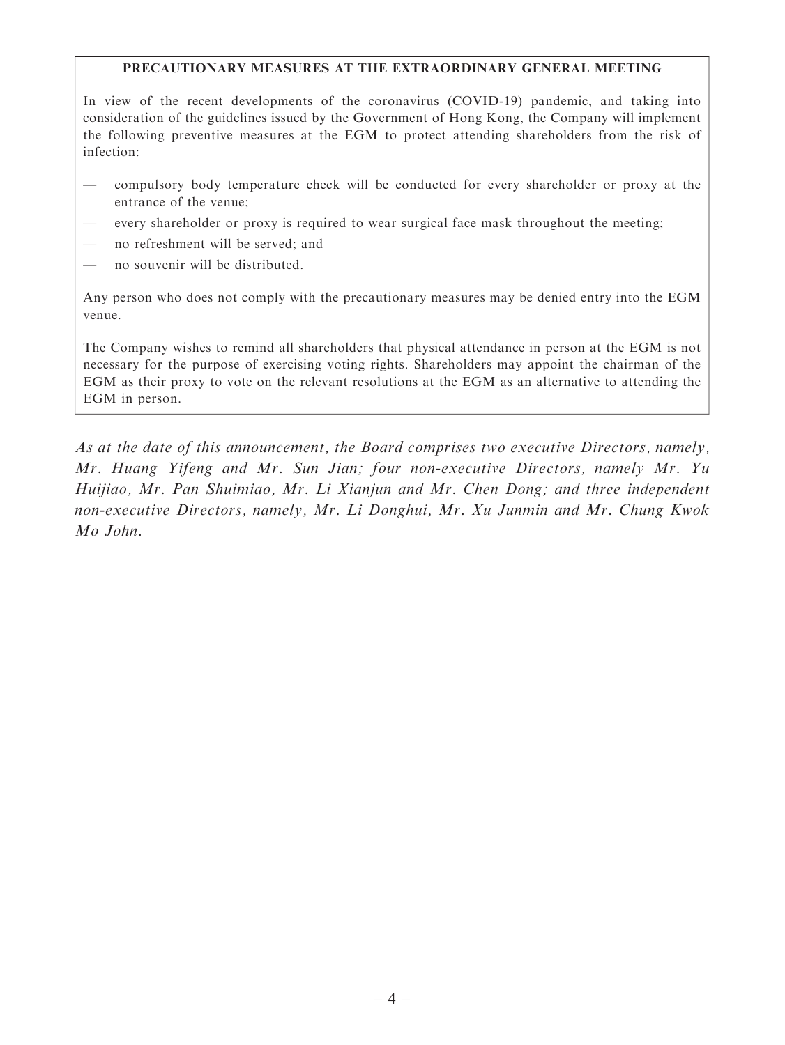**PRECAUTIONARY MEASURES AT THE EXTRAORDINARY GENERAL MEETING**

In view of the recent developments of the coronavirus (COVID-19) pandemic, and taking into consideration of the guidelines issued by the Government of Hong Kong, the Company will implement the following preventive measures at the EGM to protect attending shareholders from the risk of infection:

- compulsory body temperature check will be conducted for every shareholder or proxy at the entrance of the venue;
- every shareholder or proxy is required to wear surgical face mask throughout the meeting;
- no refreshment will be served; and
- no souvenir will be distributed.

Any person who does not comply with the precautionary measures may be denied entry into the EGM venue.

The Company wishes to remind all shareholders that physical attendance in person at the EGM is not necessary for the purpose of exercising voting rights. Shareholders may appoint the chairman of the EGM as their proxy to vote on the relevant resolutions at the EGM as an alternative to attending the EGM in person.

*As at the date of this announcement, the Board comprises two executive Directors, namely, Mr. Huang Yifeng and Mr. Sun Jian; four non-executive Directors, namely Mr. Yu Huijiao, Mr. Pan Shuimiao, Mr. Li Xianjun and Mr. Chen Dong; and three independent non-executive Directors, namely, Mr. Li Donghui, Mr. Xu Junmin and Mr. Chung Kwok Mo John.*